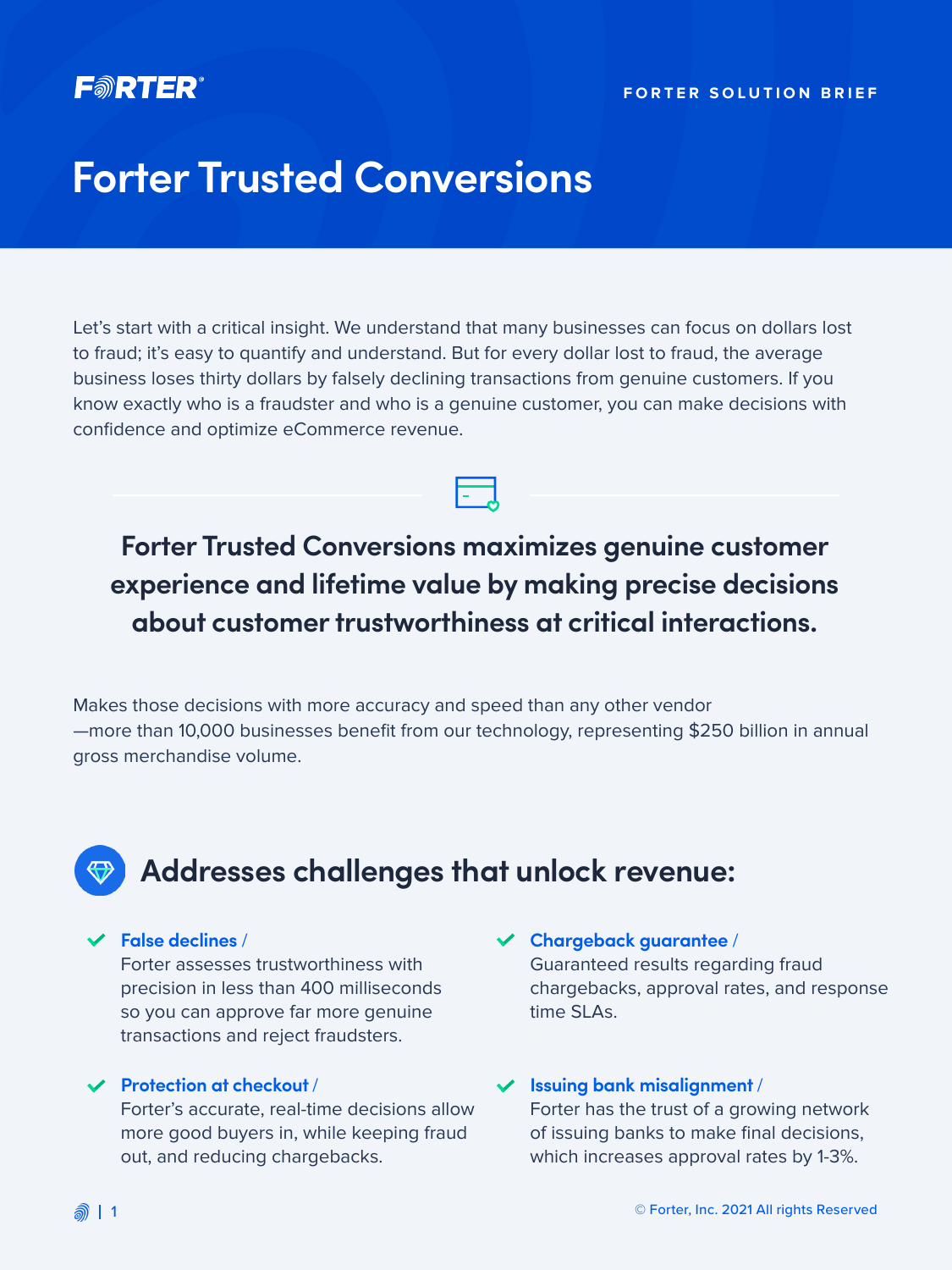FORTER SOLUTION BRIEF

# Forter Trusted Conversions

Let's start with a critical insight. We understand that many businesses can focus on dollars lost to fraud; it's easy to quantify and understand. But for every dollar lost to fraud, the average business loses thirty dollars by falsely declining transactions from genuine customers. If you know exactly who is a fraudster and who is a genuine customer, you can make decisions with confidence and optimize eCommerce revenue.

**Forter Trusted Conversions maximizes genuine customer experience and lifetime value by making precise decisions about customer trustworthiness at critical interactions.**

Makes those decisions with more accuracy and speed than any other vendor —more than 10,000 businesses benefit from our technology, representing $250 billion in annual gross merchandise volume.

## Addresses challenges that unlock revenue:

- **False declines /** Forter assesses trustworthiness with precision in less than 400 milliseconds so you can approve far more genuine transactions and reject fraudsters.
- **Protection at checkout /** Forter's accurate, real-time decisions allow more good buyers in, while keeping fraud out, and reducing chargebacks.
- **Chargeback guarantee /** Guaranteed results regarding fraud chargebacks, approval rates, and response time SLAs.
- **Issuing bank misalignment /** Forter has the trust of a growing network of issuing banks to make final decisions, which increases approval rates by 1-3%.

© Forter, Inc. 2021 All rights Reserved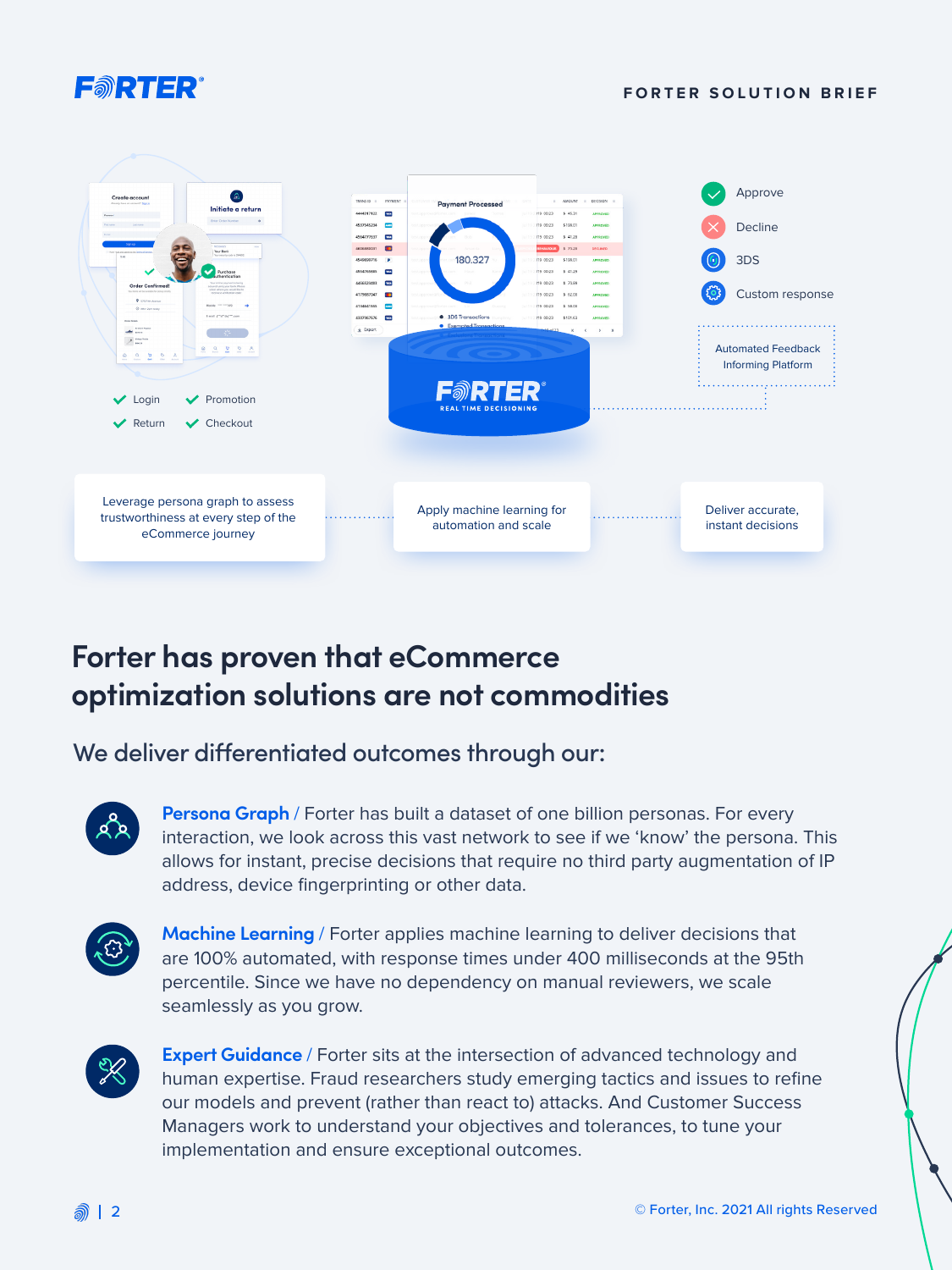Approve

Decline

3DS

Custom response

Automated Feedback Informing Platform

Login

Return

Promotion

Checkout

Leverage persona graph to assess trustworthiness at every step of the eCommerce journey

Apply machine learning for automation and scale

Deliver accurate, instant decisions

# Forter has proven that eCommerce optimization solutions are not commodities

## We deliver differentiated outcomes through our:

**Persona Graph** / Forter has built a dataset of one billion personas. For every interaction, we look across this vast network to see if we 'know' the persona. This allows for instant, precise decisions that require no third party augmentation of IP address, device fingerprinting or other data.

**Machine Learning** / Forter applies machine learning to deliver decisions that are 100% automated, with response times under 400 milliseconds at the 95th percentile. Since we have no dependency on manual reviewers, we scale seamlessly as you grow.

**Expert Guidance** / Forter sits at the intersection of advanced technology and human expertise. Fraud researchers study emerging tactics and issues to refine our models and prevent (rather than react to) attacks. And Customer Success Managers work to understand your objectives and tolerances, to tune your implementation and ensure exceptional outcomes.

© Forter, Inc. 2021 All rights Reserved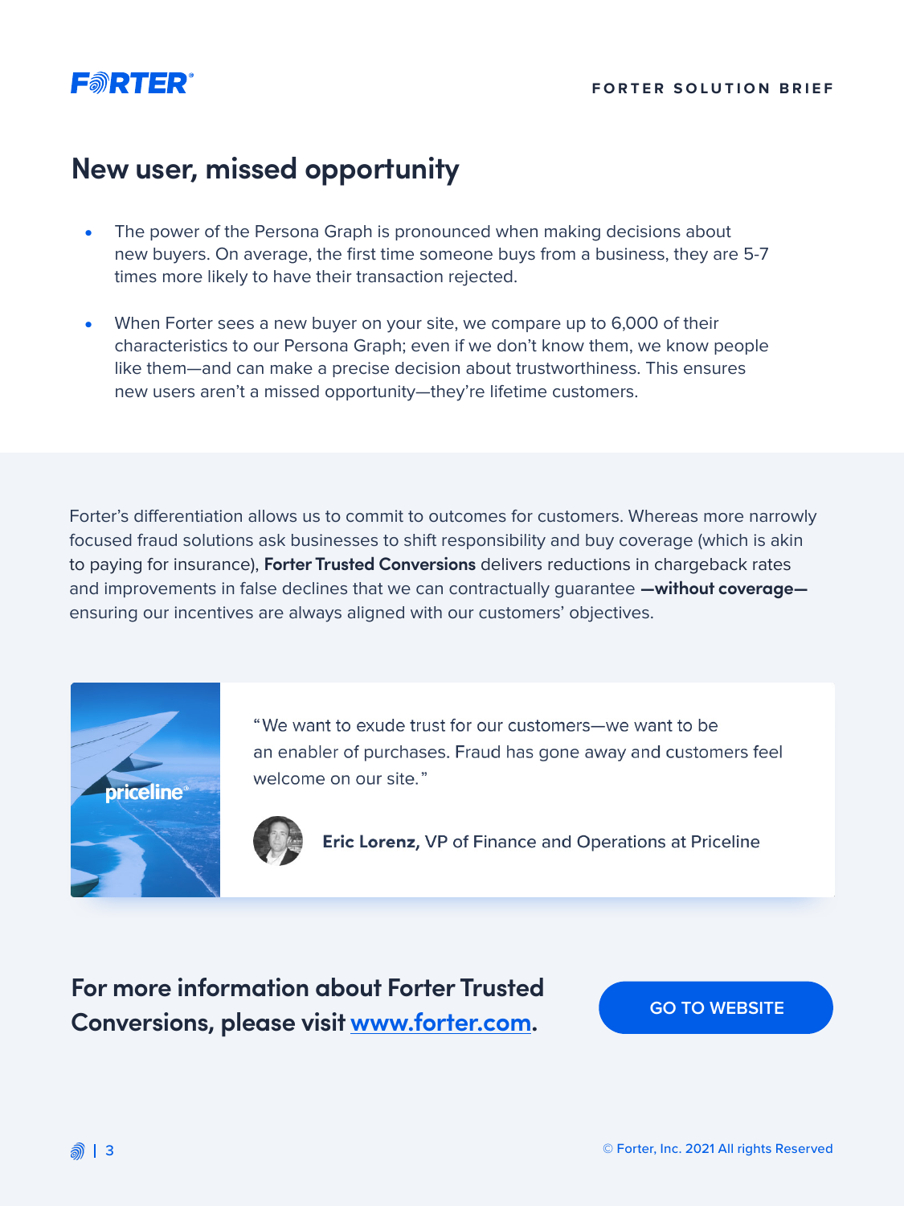## New user, missed opportunity

- The power of the Persona Graph is pronounced when making decisions about new buyers. On average, the first time someone buys from a business, they are 5-7 times more likely to have their transaction rejected.
- When Forter sees a new buyer on your site, we compare up to 6,000 of their characteristics to our Persona Graph; even if we don't know them, we know people like them—and can make a precise decision about trustworthiness. This ensures new users aren't a missed opportunity—they're lifetime customers.

Forter's differentiation allows us to commit to outcomes for customers. Whereas more narrowly focused fraud solutions ask businesses to shift responsibility and buy coverage (which is akin to paying for insurance), **Forter Trusted Conversions** delivers reductions in chargeback rates and improvements in false declines that we can contractually guarantee **—without coverage—** ensuring our incentives are always aligned with our customers' objectives.

priceline

"We want to exude trust for our customers—we want to be an enabler of purchases. Fraud has gone away and customers feel welcome on our site."

**Eric Lorenz,** VP of Finance and Operations at Priceline

**For more information about Forter Trusted Conversions, please visit [www.forter.com](http://www.forter.com).**

GO TO WEBSITE

© Forter, Inc. 2021 All rights Reserved